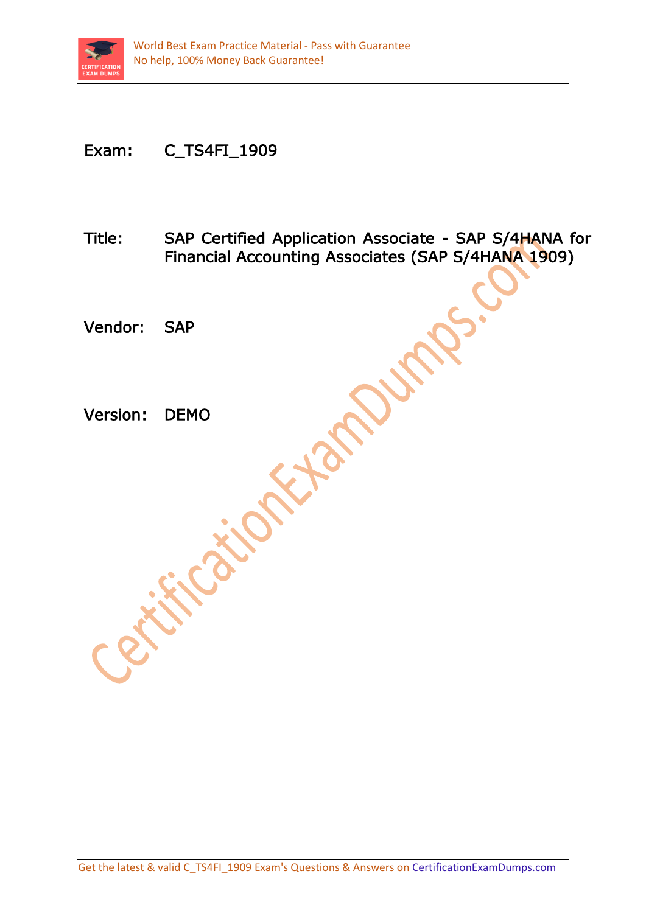Exam: C_TS4FI_1909

Title: SAP Certified Application Associate - SAP S/4HANA for Financial Accounting Associates (SAP S/4HANA 1909)

Vendor: SAP

Version: DEMO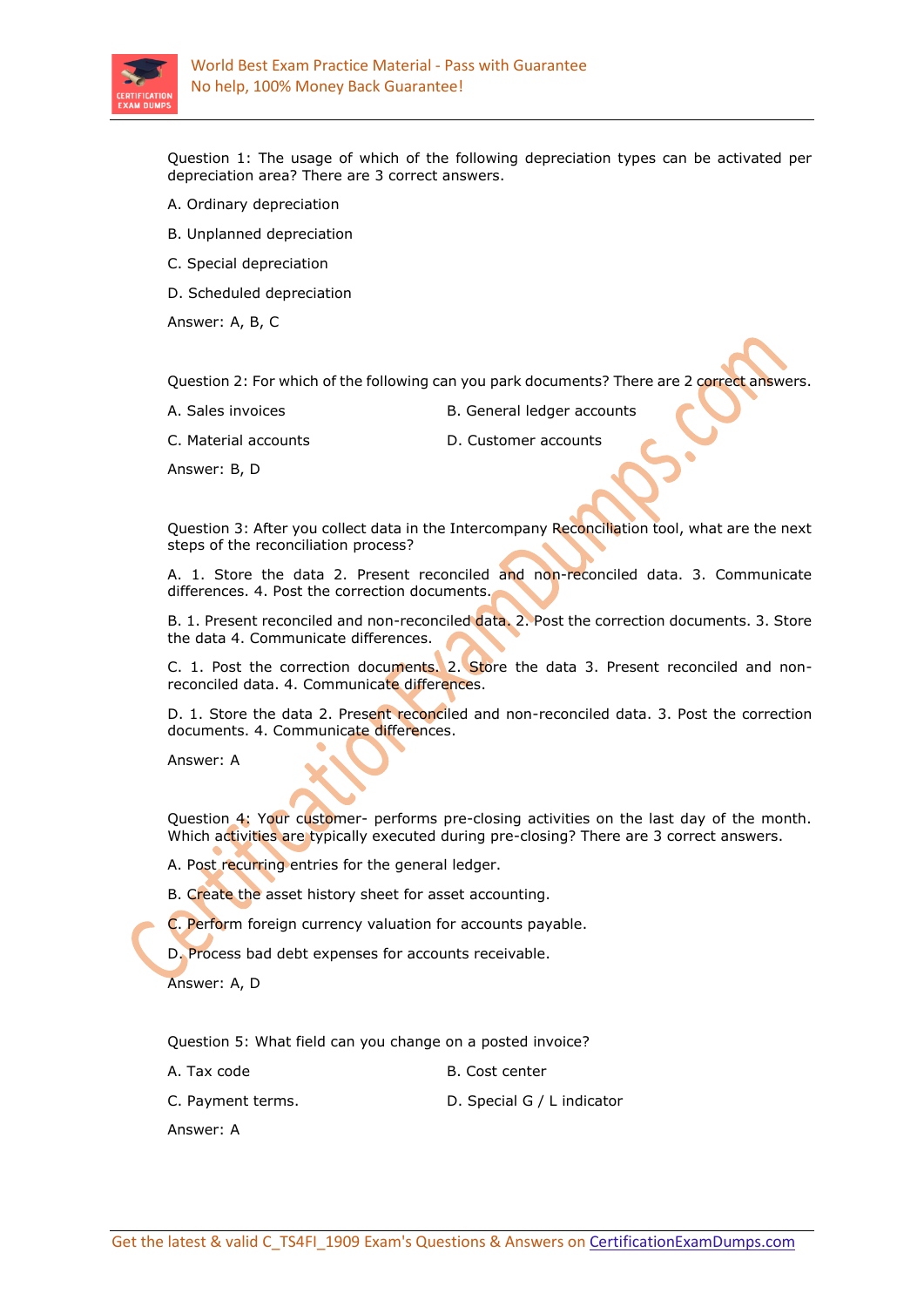Question 1: The usage of which of the following depreciation types can be activated per depreciation area? There are 3 correct answers.

A. Ordinary depreciation

B. Unplanned depreciation

C. Special depreciation

D. Scheduled depreciation

Answer: A, B, C

Question 2: For which of the following can you park documents? There are 2 correct answers.

A. Sales invoices

B. General ledger accounts

C. Material accounts

D. Customer accounts

Answer: B, D

Question 3: After you collect data in the Intercompany Reconciliation tool, what are the next steps of the reconciliation process?

A. 1. Store the data 2. Present reconciled and non-reconciled data. 3. Communicate differences. 4. Post the correction documents.

B. 1. Present reconciled and non-reconciled data. 2. Post the correction documents. 3. Store the data 4. Communicate differences.

C. 1. Post the correction documents. 2. Store the data 3. Present reconciled and non-reconciled data. 4. Communicate differences.

D. 1. Store the data 2. Present reconciled and non-reconciled data. 3. Post the correction documents. 4. Communicate differences.

Answer: A

Question 4: Your customer- performs pre-closing activities on the last day of the month. Which activities are typically executed during pre-closing? There are 3 correct answers.

A. Post recurring entries for the general ledger.

B. Create the asset history sheet for asset accounting.

C. Perform foreign currency valuation for accounts payable.

D. Process bad debt expenses for accounts receivable.

Answer: A, D

Question 5: What field can you change on a posted invoice?

A. Tax code

B. Cost center

C. Payment terms.

D. Special G / L indicator

Answer: A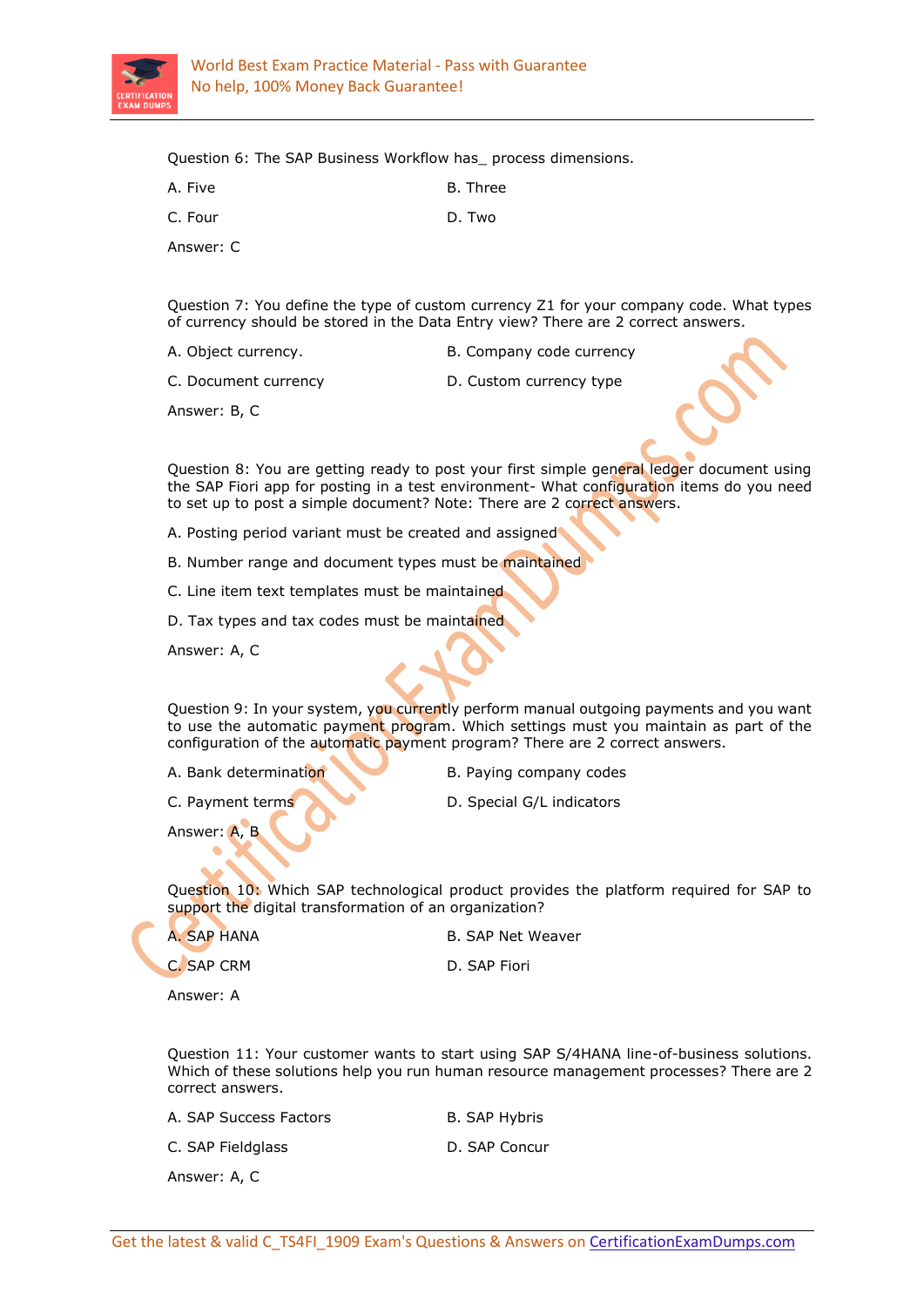Question 6: The SAP Business Workflow has_ process dimensions.

A. Five

B. Three

C. Four

D. Two

Answer: C

Question 7: You define the type of custom currency Z1 for your company code. What types of currency should be stored in the Data Entry view? There are 2 correct answers.

A. Object currency.

B. Company code currency

C. Document currency

D. Custom currency type

Answer: B, C

Question 8: You are getting ready to post your first simple general ledger document using the SAP Fiori app for posting in a test environment- What configuration items do you need to set up to post a simple document? Note: There are 2 correct answers.

A. Posting period variant must be created and assigned

B. Number range and document types must be maintained

C. Line item text templates must be maintained

D. Tax types and tax codes must be maintained

Answer: A, C

Question 9: In your system, you currently perform manual outgoing payments and you want to use the automatic payment program. Which settings must you maintain as part of the configuration of the automatic payment program? There are 2 correct answers.

A. Bank determination

B. Paying company codes

C. Payment terms

D. Special G/L indicators

Answer: A, B

Question 10: Which SAP technological product provides the platform required for SAP to support the digital transformation of an organization?

A. SAP HANA

B. SAP Net Weaver

C. SAP CRM

D. SAP Fiori

Answer: A

Question 11: Your customer wants to start using SAP S/4HANA line-of-business solutions. Which of these solutions help you run human resource management processes? There are 2 correct answers.

A. SAP Success Factors

B. SAP Hybris

C. SAP Fieldglass

D. SAP Concur

Answer: A, C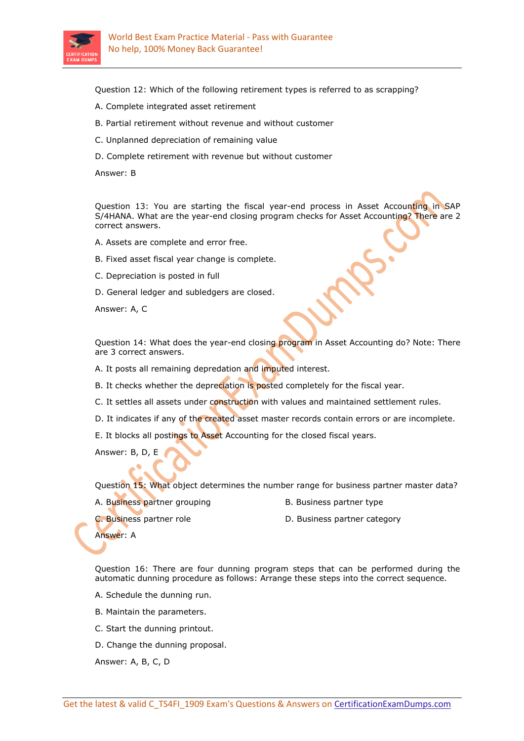Question 12: Which of the following retirement types is referred to as scrapping?

A. Complete integrated asset retirement

B. Partial retirement without revenue and without customer

C. Unplanned depreciation of remaining value

D. Complete retirement with revenue but without customer

Answer: B

Question 13: You are starting the fiscal year-end process in Asset Accounting in SAP S/4HANA. What are the year-end closing program checks for Asset Accounting? There are 2 correct answers.

A. Assets are complete and error free.

B. Fixed asset fiscal year change is complete.

C. Depreciation is posted in full

D. General ledger and subledgers are closed.

Answer: A, C

Question 14: What does the year-end closing program in Asset Accounting do? Note: There are 3 correct answers.

A. It posts all remaining depredation and imputed interest.

B. It checks whether the depreciation is posted completely for the fiscal year.

C. It settles all assets under construction with values and maintained settlement rules.

D. It indicates if any of the created asset master records contain errors or are incomplete.

E. It blocks all postings to Asset Accounting for the closed fiscal years.

Answer: B, D, E

Question 15: What object determines the number range for business partner master data?

A. Business partner grouping

B. Business partner type

C. Business partner role

D. Business partner category

Answer: A

Question 16: There are four dunning program steps that can be performed during the automatic dunning procedure as follows: Arrange these steps into the correct sequence.

A. Schedule the dunning run.

B. Maintain the parameters.

C. Start the dunning printout.

D. Change the dunning proposal.

Answer: A, B, C, D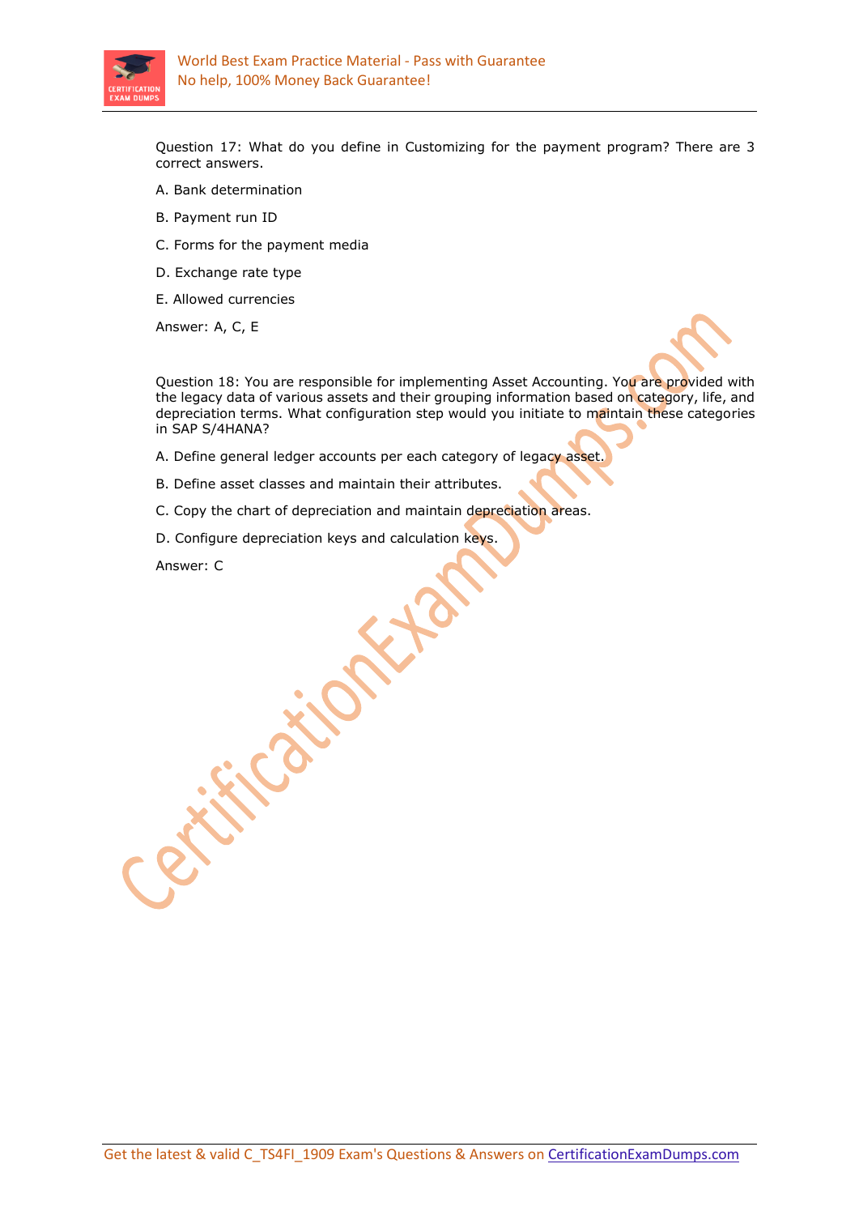Question 17: What do you define in Customizing for the payment program? There are 3 correct answers.

A. Bank determination

B. Payment run ID

C. Forms for the payment media

D. Exchange rate type

E. Allowed currencies

Answer: A, C, E

Question 18: You are responsible for implementing Asset Accounting. You are provided with the legacy data of various assets and their grouping information based on category, life, and depreciation terms. What configuration step would you initiate to maintain these categories in SAP S/4HANA?

A. Define general ledger accounts per each category of legacy asset.

B. Define asset classes and maintain their attributes.

C. Copy the chart of depreciation and maintain depreciation areas.

D. Configure depreciation keys and calculation keys.

Answer: C